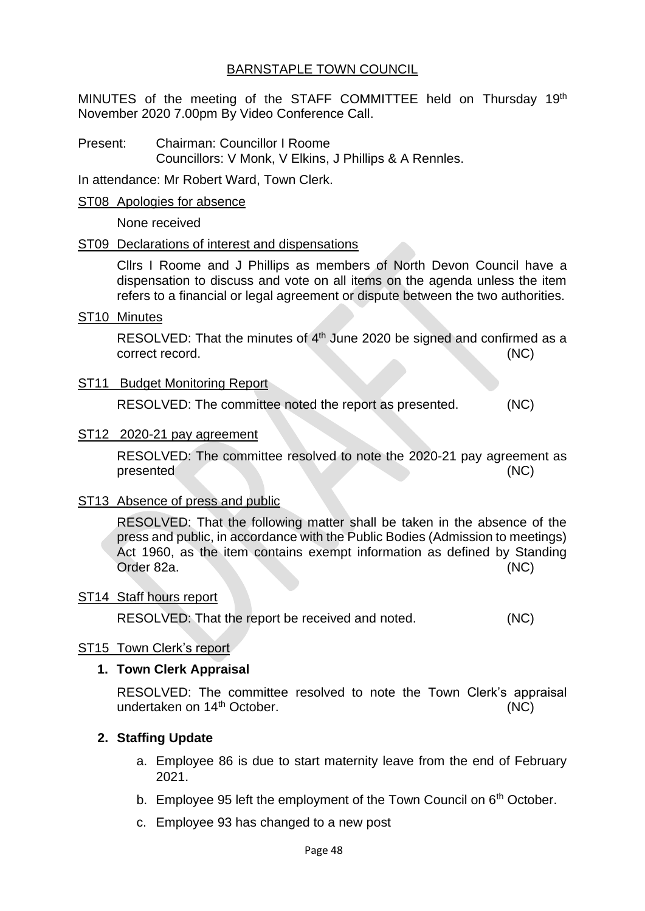# BARNSTAPLE TOWN COUNCIL

MINUTES of the meeting of the STAFF COMMITTEE held on Thursday 19th November 2020 7.00pm By Video Conference Call.

Present: Chairman: Councillor I Roome
Councillors: V Monk, V Elkins, J Phillips & A Rennles.

In attendance: Mr Robert Ward, Town Clerk.

## ST08 Apologies for absence

None received

## ST09 Declarations of interest and dispensations

Cllrs I Roome and J Phillips as members of North Devon Council have a dispensation to discuss and vote on all items on the agenda unless the item refers to a financial or legal agreement or dispute between the two authorities.

## ST10 Minutes

RESOLVED: That the minutes of 4th June 2020 be signed and confirmed as a correct record. (NC)

## ST11 Budget Monitoring Report

RESOLVED: The committee noted the report as presented. (NC)

## ST12 2020-21 pay agreement

RESOLVED: The committee resolved to note the 2020-21 pay agreement as presented (NC)

## ST13 Absence of press and public

RESOLVED: That the following matter shall be taken in the absence of the press and public, in accordance with the Public Bodies (Admission to meetings) Act 1960, as the item contains exempt information as defined by Standing Order 82a. (NC)

## ST14 Staff hours report

RESOLVED: That the report be received and noted. (NC)

## ST15 Town Clerk's report

### 1. Town Clerk Appraisal

RESOLVED: The committee resolved to note the Town Clerk's appraisal undertaken on 14th October. (NC)

### 2. Staffing Update

a. Employee 86 is due to start maternity leave from the end of February 2021.

b. Employee 95 left the employment of the Town Council on 6th October.

c. Employee 93 has changed to a new post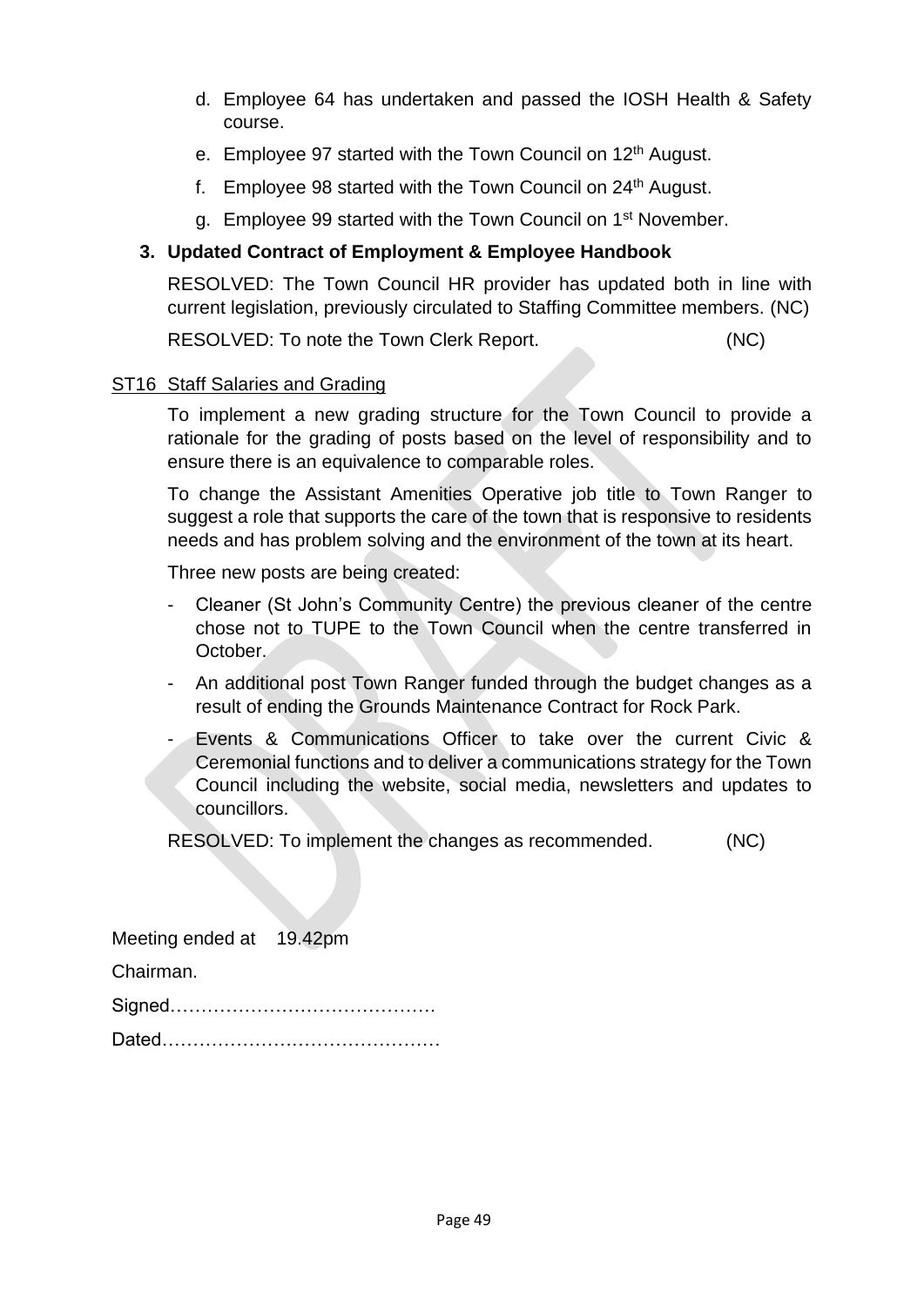d. Employee 64 has undertaken and passed the IOSH Health & Safety course.

e. Employee 97 started with the Town Council on 12th August.

f. Employee 98 started with the Town Council on 24th August.

g. Employee 99 started with the Town Council on 1st November.

**3. Updated Contract of Employment & Employee Handbook**

RESOLVED: The Town Council HR provider has updated both in line with current legislation, previously circulated to Staffing Committee members. (NC)

RESOLVED: To note the Town Clerk Report. (NC)

ST16 Staff Salaries and Grading

To implement a new grading structure for the Town Council to provide a rationale for the grading of posts based on the level of responsibility and to ensure there is an equivalence to comparable roles.

To change the Assistant Amenities Operative job title to Town Ranger to suggest a role that supports the care of the town that is responsive to residents needs and has problem solving and the environment of the town at its heart.

Three new posts are being created:

- Cleaner (St John's Community Centre) the previous cleaner of the centre chose not to TUPE to the Town Council when the centre transferred in October.
- An additional post Town Ranger funded through the budget changes as a result of ending the Grounds Maintenance Contract for Rock Park.
- Events & Communications Officer to take over the current Civic & Ceremonial functions and to deliver a communications strategy for the Town Council including the website, social media, newsletters and updates to councillors.

RESOLVED: To implement the changes as recommended. (NC)

Meeting ended at 19.42pm

Chairman.

Signed……………………………………

Dated………………………………………